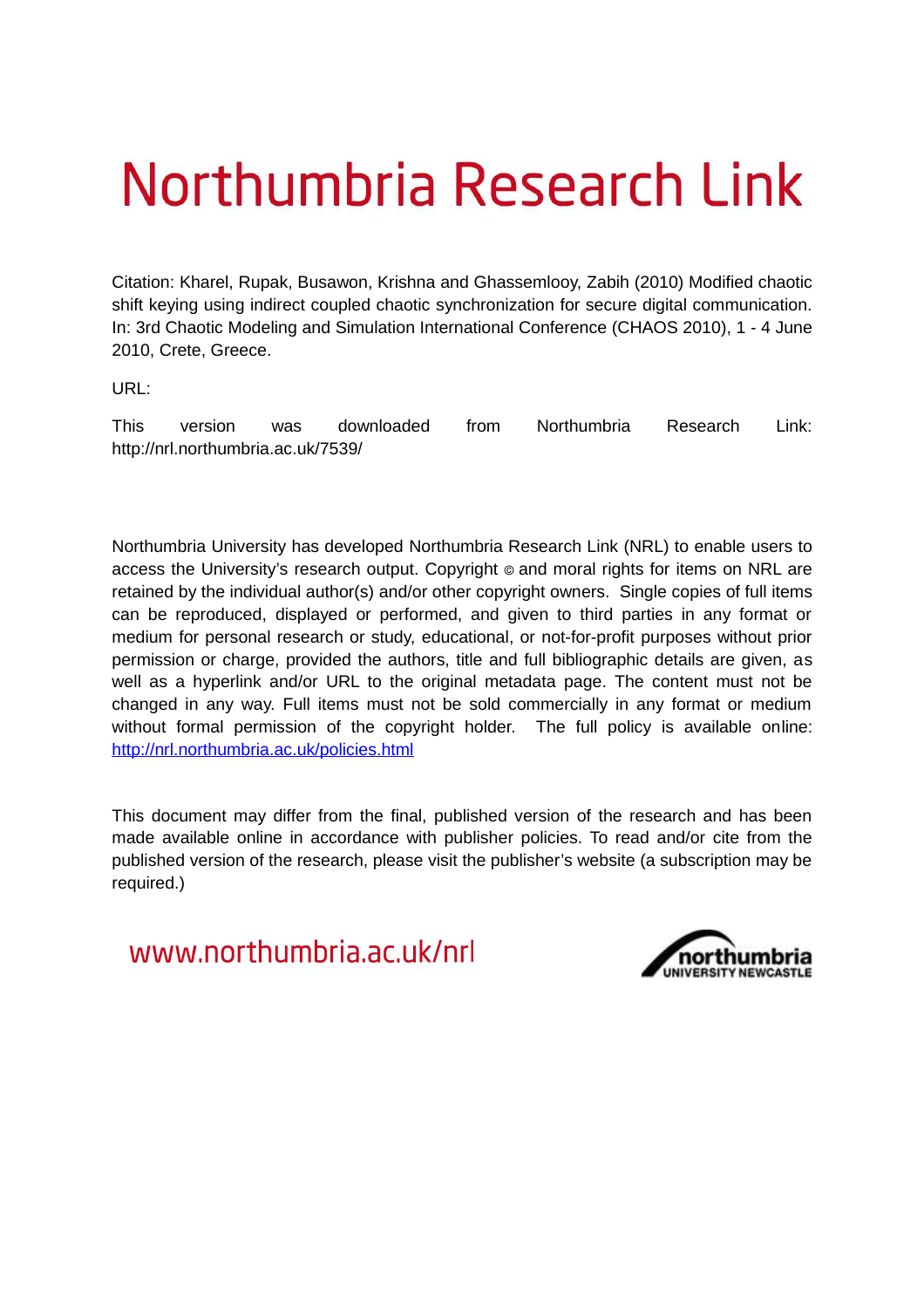# Northumbria Research Link

Citation: Kharel, Rupak, Busawon, Krishna and Ghassemlooy, Zabih (2010) Modified chaotic shift keying using indirect coupled chaotic synchronization for secure digital communication. In: 3rd Chaotic Modeling and Simulation International Conference (CHAOS 2010), 1 - 4 June 2010, Crete, Greece.

URL:

This version was downloaded from Northumbria Research Link: http://nrl.northumbria.ac.uk/7539/

Northumbria University has developed Northumbria Research Link (NRL) to enable users to access the University's research output. Copyright © and moral rights for items on NRL are retained by the individual author(s) and/or other copyright owners. Single copies of full items can be reproduced, displayed or performed, and given to third parties in any format or medium for personal research or study, educational, or not-for-profit purposes without prior permission or charge, provided the authors, title and full bibliographic details are given, as well as a hyperlink and/or URL to the original metadata page. The content must not be changed in any way. Full items must not be sold commercially in any format or medium without formal permission of the copyright holder. The full policy is available online: http://nrl.northumbria.ac.uk/policies.html

This document may differ from the final, published version of the research and has been made available online in accordance with publisher policies. To read and/or cite from the published version of the research, please visit the publisher's website (a subscription may be required.)

www.northumbria.ac.uk/nrl

northumbria UNIVERSITY NEWCASTLE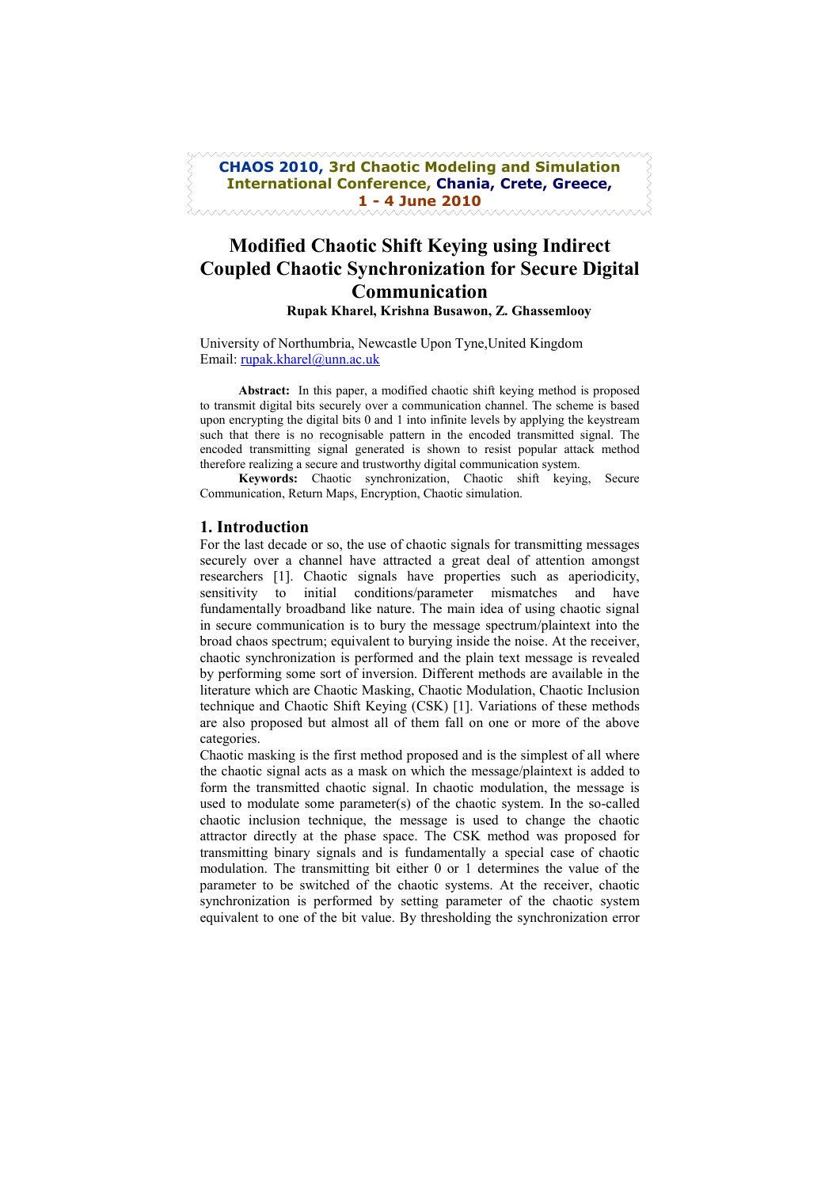CHAOS 2010, 3rd Chaotic Modeling and Simulation International Conference, Chania, Crete, Greece, 1 - 4 June 2010

# Modified Chaotic Shift Keying using Indirect Coupled Chaotic Synchronization for Secure Digital Communication

**Rupak Kharel, Krishna Busawon, Z. Ghassemlooy**

University of Northumbria, Newcastle Upon Tyne,United Kingdom
Email: rupak.kharel@unn.ac.uk

**Abstract:** In this paper, a modified chaotic shift keying method is proposed to transmit digital bits securely over a communication channel. The scheme is based upon encrypting the digital bits 0 and 1 into infinite levels by applying the keystream such that there is no recognisable pattern in the encoded transmitted signal. The encoded transmitting signal generated is shown to resist popular attack method therefore realizing a secure and trustworthy digital communication system.

**Keywords:** Chaotic synchronization, Chaotic shift keying, Secure Communication, Return Maps, Encryption, Chaotic simulation.

## 1. Introduction

For the last decade or so, the use of chaotic signals for transmitting messages securely over a channel have attracted a great deal of attention amongst researchers [1]. Chaotic signals have properties such as aperiodicity, sensitivity to initial conditions/parameter mismatches and have fundamentally broadband like nature. The main idea of using chaotic signal in secure communication is to bury the message spectrum/plaintext into the broad chaos spectrum; equivalent to burying inside the noise. At the receiver, chaotic synchronization is performed and the plain text message is revealed by performing some sort of inversion. Different methods are available in the literature which are Chaotic Masking, Chaotic Modulation, Chaotic Inclusion technique and Chaotic Shift Keying (CSK) [1]. Variations of these methods are also proposed but almost all of them fall on one or more of the above categories.

Chaotic masking is the first method proposed and is the simplest of all where the chaotic signal acts as a mask on which the message/plaintext is added to form the transmitted chaotic signal. In chaotic modulation, the message is used to modulate some parameter(s) of the chaotic system. In the so-called chaotic inclusion technique, the message is used to change the chaotic attractor directly at the phase space. The CSK method was proposed for transmitting binary signals and is fundamentally a special case of chaotic modulation. The transmitting bit either 0 or 1 determines the value of the parameter to be switched of the chaotic systems. At the receiver, chaotic synchronization is performed by setting parameter of the chaotic system equivalent to one of the bit value. By thresholding the synchronization error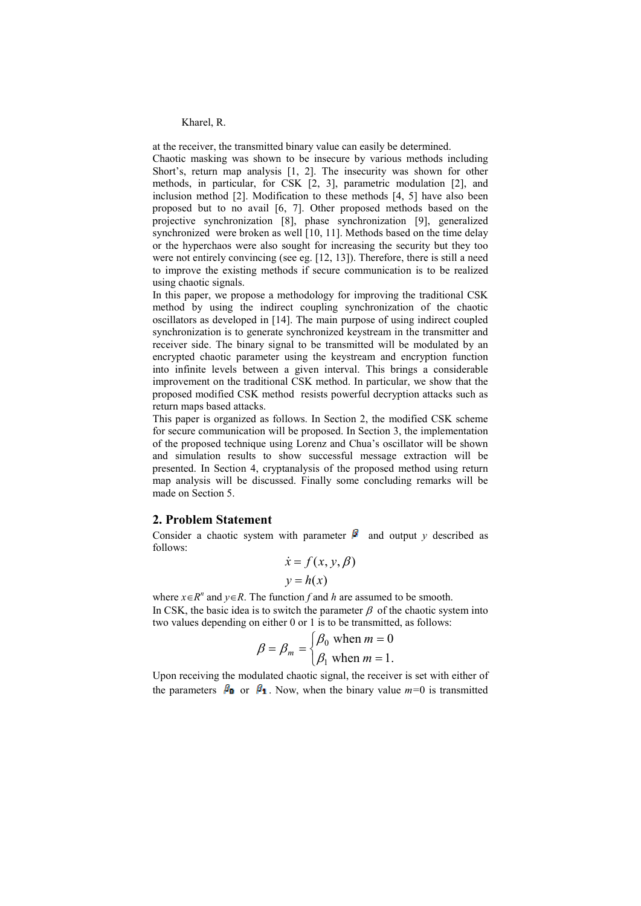at the receiver, the transmitted binary value can easily be determined.

Chaotic masking was shown to be insecure by various methods including Short's, return map analysis [1, 2]. The insecurity was shown for other methods, in particular, for CSK [2, 3], parametric modulation [2], and inclusion method [2]. Modification to these methods [4, 5] have also been proposed but to no avail [6, 7]. Other proposed methods based on the projective synchronization [8], phase synchronization [9], generalized synchronized were broken as well [10, 11]. Methods based on the time delay or the hyperchaos were also sought for increasing the security but they too were not entirely convincing (see eg. [12, 13]). Therefore, there is still a need to improve the existing methods if secure communication is to be realized using chaotic signals.

In this paper, we propose a methodology for improving the traditional CSK method by using the indirect coupling synchronization of the chaotic oscillators as developed in [14]. The main purpose of using indirect coupled synchronization is to generate synchronized keystream in the transmitter and receiver side. The binary signal to be transmitted will be modulated by an encrypted chaotic parameter using the keystream and encryption function into infinite levels between a given interval. This brings a considerable improvement on the traditional CSK method. In particular, we show that the proposed modified CSK method resists powerful decryption attacks such as return maps based attacks.

This paper is organized as follows. In Section 2, the modified CSK scheme for secure communication will be proposed. In Section 3, the implementation of the proposed technique using Lorenz and Chua's oscillator will be shown and simulation results to show successful message extraction will be presented. In Section 4, cryptanalysis of the proposed method using return map analysis will be discussed. Finally some concluding remarks will be made on Section 5.

## 2. Problem Statement

Consider a chaotic system with parameter $\beta$ and output $y$ described as follows:

$$\dot{x} = f(x, y, \beta)$$

$$y = h(x)$$

where $x \in R^n$ and $y \in R$. The function $f$ and $h$ are assumed to be smooth.

In CSK, the basic idea is to switch the parameter $\beta$ of the chaotic system into two values depending on either 0 or 1 is to be transmitted, as follows:

$$\beta = \beta_m = \begin{cases} \beta_0 \text{ when } m = 0 \\ \beta_1 \text{ when } m = 1. \end{cases}$$

Upon receiving the modulated chaotic signal, the receiver is set with either of the parameters $\beta_0$ or $\beta_1$. Now, when the binary value $m$=0 is transmitted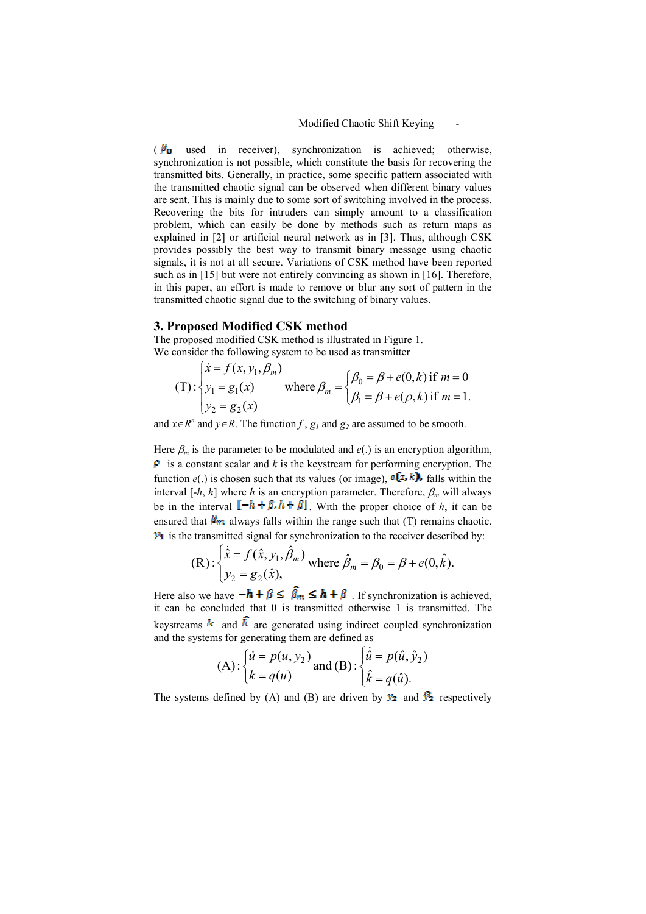($\beta_0$ used in receiver), synchronization is achieved; otherwise, synchronization is not possible, which constitute the basis for recovering the transmitted bits. Generally, in practice, some specific pattern associated with the transmitted chaotic signal can be observed when different binary values are sent. This is mainly due to some sort of switching involved in the process. Recovering the bits for intruders can simply amount to a classification problem, which can easily be done by methods such as return maps as explained in [2] or artificial neural network as in [3]. Thus, although CSK provides possibly the best way to transmit binary message using chaotic signals, it is not at all secure. Variations of CSK method have been reported such as in [15] but were not entirely convincing as shown in [16]. Therefore, in this paper, an effort is made to remove or blur any sort of pattern in the transmitted chaotic signal due to the switching of binary values.

## 3. Proposed Modified CSK method

The proposed modified CSK method is illustrated in Figure 1.
We consider the following system to be used as transmitter

$$(\mathrm{T}):\begin{cases}\dot{x}=f(x,y_1,\beta_m)\\ y_1=g_1(x)\\ y_2=g_2(x)\end{cases}\quad \text{where } \beta_m=\begin{cases}\beta_0=\beta+e(0,k) \text{ if } m=0\\ \beta_1=\beta+e(\rho,k) \text{ if } m=1.\end{cases}$$

and $x \in R^n$ and $y \in R$. The function $f$, $g_1$ and $g_2$ are assumed to be smooth.

Here $\beta_m$ is the parameter to be modulated and $e(.)$ is an encryption algorithm, $\rho$ is a constant scalar and $k$ is the keystream for performing encryption. The function $e(.)$ is chosen such that its values (or image), $e(z,k)$, falls within the interval $[-h, h]$ where $h$ is an encryption parameter. Therefore, $\beta_m$ will always be in the interval $[-h+\beta, h+\beta]$. With the proper choice of $h$, it can be ensured that $\beta_m$ always falls within the range such that (T) remains chaotic. $y_1$ is the transmitted signal for synchronization to the receiver described by:

$$(\mathrm{R}):\begin{cases}\dot{\hat{x}}=f(\hat{x},y_1,\hat{\beta}_m)\\ y_2=g_2(\hat{x}),\end{cases}\text{where } \hat{\beta}_m=\beta_0=\beta+e(0,\hat{k}).$$

Here also we have $-h+\beta \leq \hat{\beta}_m \leq h+\beta$. If synchronization is achieved, it can be concluded that 0 is transmitted otherwise 1 is transmitted. The keystreams $k$ and $\hat{k}$ are generated using indirect coupled synchronization and the systems for generating them are defined as

$$(\mathrm{A}):\begin{cases}\dot{u}=p(u,y_2)\\ k=q(u)\end{cases}\text{and } (\mathrm{B}):\begin{cases}\dot{\hat{u}}=p(\hat{u},\hat{y}_2)\\ \hat{k}=q(\hat{u}).\end{cases}$$

The systems defined by (A) and (B) are driven by $y_2$ and $\hat{y}_2$ respectively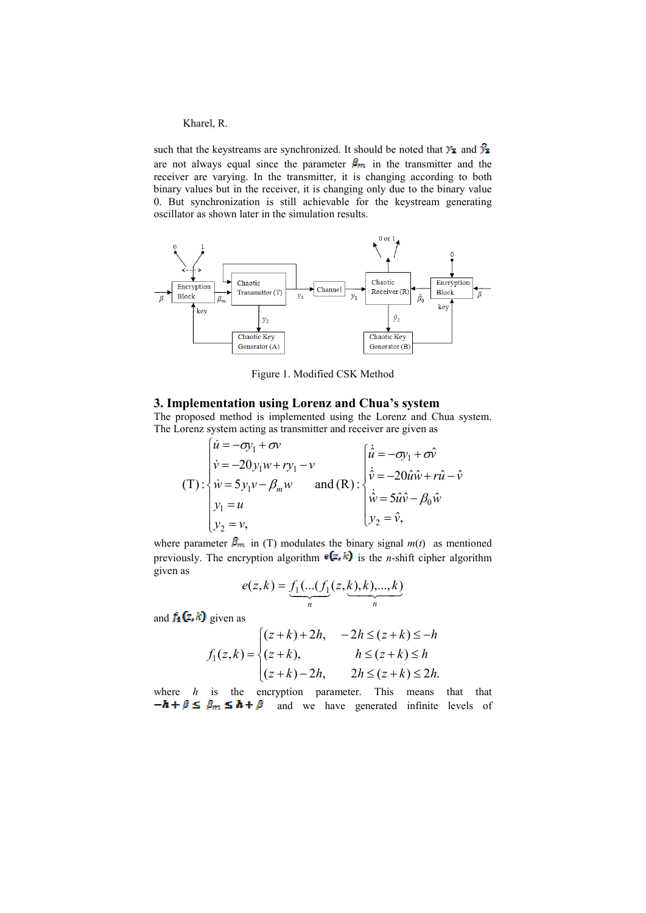such that the keystreams are synchronized. It should be noted that $y_2$ and $\hat{y}_2$ are not always equal since the parameter $\beta_m$ in the transmitter and the receiver are varying. In the transmitter, it is changing according to both binary values but in the receiver, it is changing only due to the binary value 0. But synchronization is still achievable for the keystream generating oscillator as shown later in the simulation results.

Figure 1. Modified CSK Method

## 3. Implementation using Lorenz and Chua's system

The proposed method is implemented using the Lorenz and Chua system. The Lorenz system acting as transmitter and receiver are given as

$$
(\mathrm{T}):\begin{cases} \dot{u} = -\sigma y_1 + \sigma v \\ \dot{v} = -20 y_1 w + r y_1 - v \\ \dot{w} = 5 y_1 v - \beta_m w \\ y_1 = u \\ y_2 = v, \end{cases} \quad \text{and } (\mathrm{R}):\begin{cases} \dot{\hat{u}} = -\sigma y_1 + \sigma \hat{v} \\ \dot{\hat{v}} = -20 \hat{u}\hat{w} + r\hat{u} - \hat{v} \\ \dot{\hat{w}} = 5\hat{u}\hat{v} - \beta_0 \hat{w} \\ \hat{y}_2 = \hat{v}, \end{cases}
$$

where parameter $\beta_m$ in (T) modulates the binary signal $m(t)$ as mentioned previously. The encryption algorithm $e(z,k)$ is the $n$-shift cipher algorithm given as

$$
e(z,k) = \underbrace{f_1(\ldots(f_1}_{n}\underbrace{(z,k),k),\ldots,k)}_{n}
$$

and $f_1(z,k)$ given as

$$
f_1(z,k) = \begin{cases} (z+k)+2h, & -2h \le (z+k) \le -h \\ (z+k), & h \le (z+k) \le h \\ (z+k)-2h, & 2h \le (z+k) \le 2h. \end{cases}
$$

where $h$ is the encryption parameter. This means that that $-h+\beta \le \beta_m \le h+\beta$ and we have generated infinite levels of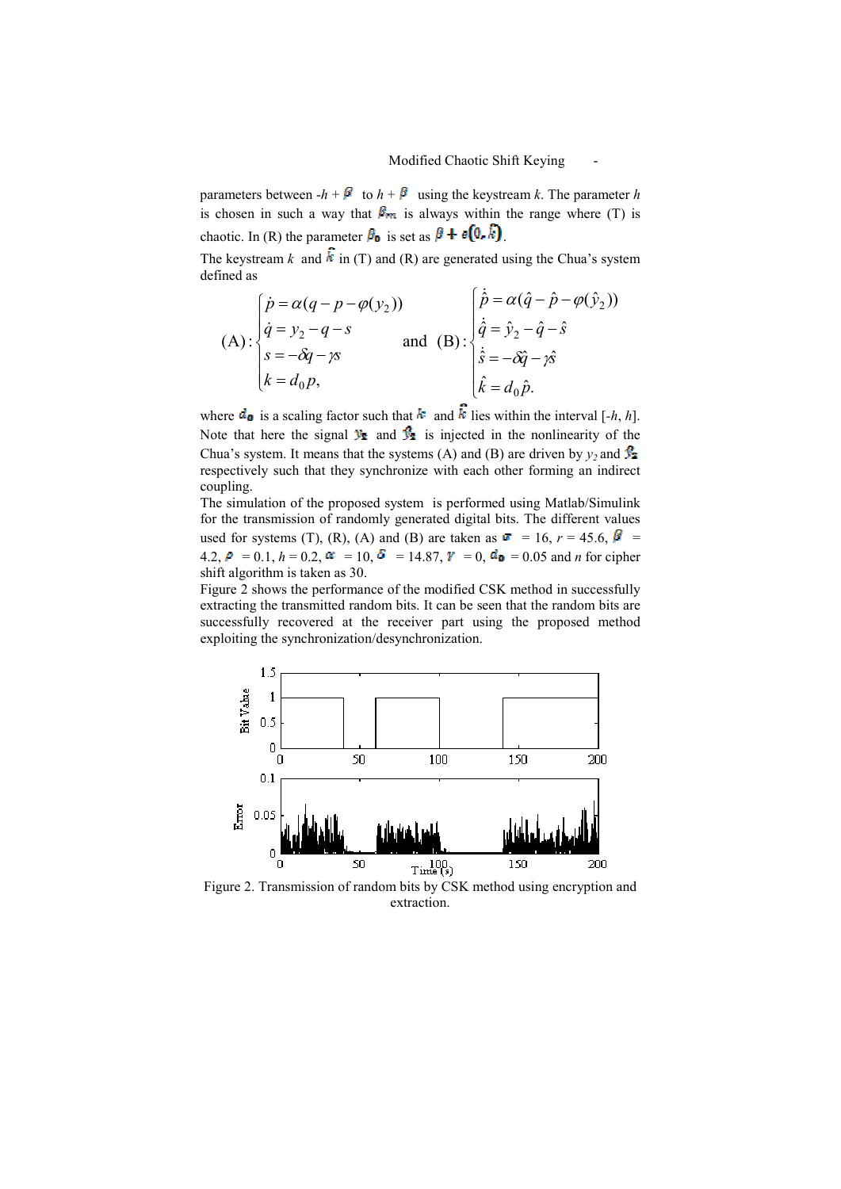parameters between $-h+\beta$ to $h+\beta$ using the keystream $k$. The parameter $h$ is chosen in such a way that $\beta_m$ is always within the range where (T) is chaotic. In (R) the parameter $\beta_0$ is set as $\beta + e(0,\hat{k})$.

The keystream $k$ and $\hat{k}$ in (T) and (R) are generated using the Chua's system defined as

$$
\text{(A)}:\begin{cases}\dot{p}=\alpha(q-p-\varphi(y_2))\\ \dot{q}=y_2-q-s\\ s=-\delta q-\gamma s\\ k=d_0 p,\end{cases} \quad \text{and} \quad \text{(B)}:\begin{cases}\dot{\hat{p}}=\alpha(\hat{q}-\hat{p}-\varphi(\hat{y}_2))\\ \dot{\hat{q}}=\hat{y}_2-\hat{q}-\hat{s}\\ \dot{\hat{s}}=-\delta\hat{q}-\gamma\hat{s}\\ \hat{k}=d_0\hat{p}.\end{cases}
$$

where $d_0$ is a scaling factor such that $k$ and $\hat{k}$ lies within the interval $[-h, h]$. Note that here the signal $y_2$ and $\hat{y}_2$ is injected in the nonlinearity of the Chua's system. It means that the systems (A) and (B) are driven by $y_2$ and $\hat{y}_2$ respectively such that they synchronize with each other forming an indirect coupling.

The simulation of the proposed system is performed using Matlab/Simulink for the transmission of randomly generated digital bits. The different values used for systems (T), (R), (A) and (B) are taken as $\sigma$ = 16, $r$ = 45.6, $\beta$ = 4.2, $\rho$ = 0.1, $h$ = 0.2, $\alpha$ = 10, $\delta$ = 14.87, $\gamma$ = 0, $d_0$ = 0.05 and $n$ for cipher shift algorithm is taken as 30.

Figure 2 shows the performance of the modified CSK method in successfully extracting the transmitted random bits. It can be seen that the random bits are successfully recovered at the receiver part using the proposed method exploiting the synchronization/desynchronization.

Figure 2. Transmission of random bits by CSK method using encryption and extraction.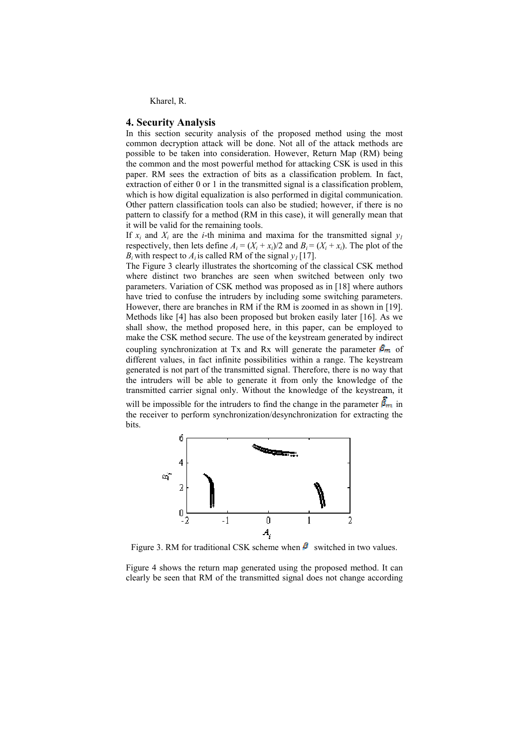## 4. Security Analysis

In this section security analysis of the proposed method using the most common decryption attack will be done. Not all of the attack methods are possible to be taken into consideration. However, Return Map (RM) being the common and the most powerful method for attacking CSK is used in this paper. RM sees the extraction of bits as a classification problem. In fact, extraction of either 0 or 1 in the transmitted signal is a classification problem, which is how digital equalization is also performed in digital communication. Other pattern classification tools can also be studied; however, if there is no pattern to classify for a method (RM in this case), it will generally mean that it will be valid for the remaining tools.

If $x_i$ and $X_i$ are the $i$-th minima and maxima for the transmitted signal $y_1$ respectively, then lets define $A_i = (X_i + x_i)/2$ and $B_i = (X_i + x_i)$. The plot of the $B_i$ with respect to $A_i$ is called RM of the signal $y_1$ [17].

The Figure 3 clearly illustrates the shortcoming of the classical CSK method where distinct two branches are seen when switched between only two parameters. Variation of CSK method was proposed as in [18] where authors have tried to confuse the intruders by including some switching parameters. However, there are branches in RM if the RM is zoomed in as shown in [19]. Methods like [4] has also been proposed but broken easily later [16]. As we shall show, the method proposed here, in this paper, can be employed to make the CSK method secure. The use of the keystream generated by indirect coupling synchronization at Tx and Rx will generate the parameter $\beta_m$ of different values, in fact infinite possibilities within a range. The keystream generated is not part of the transmitted signal. Therefore, there is no way that the intruders will be able to generate it from only the knowledge of the transmitted carrier signal only. Without the knowledge of the keystream, it will be impossible for the intruders to find the change in the parameter $\hat{\beta}_m$ in the receiver to perform synchronization/desynchronization for extracting the bits.

Figure 3. RM for traditional CSK scheme when $\beta$ switched in two values.

Figure 4 shows the return map generated using the proposed method. It can clearly be seen that RM of the transmitted signal does not change according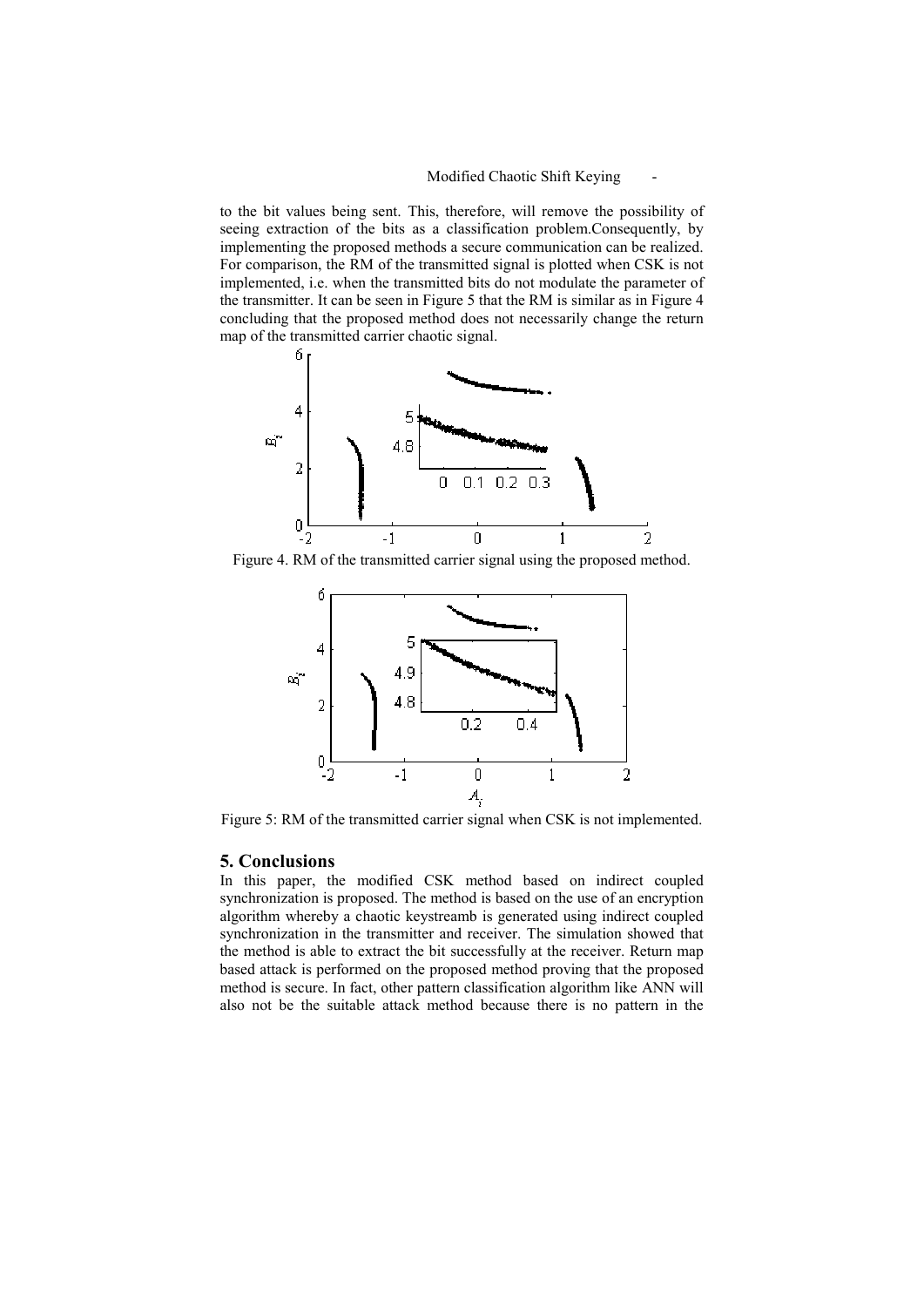to the bit values being sent. This, therefore, will remove the possibility of seeing extraction of the bits as a classification problem.Consequently, by implementing the proposed methods a secure communication can be realized. For comparison, the RM of the transmitted signal is plotted when CSK is not implemented, i.e. when the transmitted bits do not modulate the parameter of the transmitter. It can be seen in Figure 5 that the RM is similar as in Figure 4 concluding that the proposed method does not necessarily change the return map of the transmitted carrier chaotic signal.

Figure 4. RM of the transmitted carrier signal using the proposed method.

Figure 5: RM of the transmitted carrier signal when CSK is not implemented.

## 5. Conclusions

In this paper, the modified CSK method based on indirect coupled synchronization is proposed. The method is based on the use of an encryption algorithm whereby a chaotic keystreamb is generated using indirect coupled synchronization in the transmitter and receiver. The simulation showed that the method is able to extract the bit successfully at the receiver. Return map based attack is performed on the proposed method proving that the proposed method is secure. In fact, other pattern classification algorithm like ANN will also not be the suitable attack method because there is no pattern in the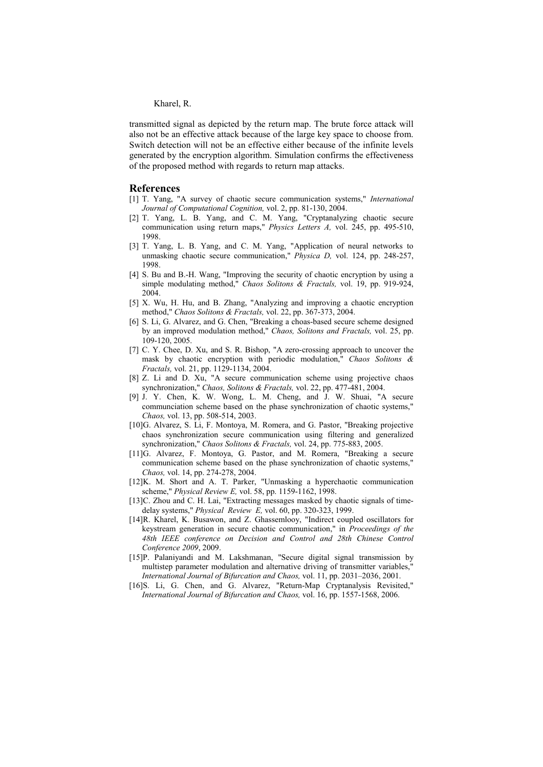transmitted signal as depicted by the return map. The brute force attack will also not be an effective attack because of the large key space to choose from. Switch detection will not be an effective either because of the infinite levels generated by the encryption algorithm. Simulation confirms the effectiveness of the proposed method with regards to return map attacks.

## References

[1] T. Yang, "A survey of chaotic secure communication systems," *International Journal of Computational Cognition,* vol. 2, pp. 81-130, 2004.

[2] T. Yang, L. B. Yang, and C. M. Yang, "Cryptanalyzing chaotic secure communication using return maps," *Physics Letters A,* vol. 245, pp. 495-510, 1998.

[3] T. Yang, L. B. Yang, and C. M. Yang, "Application of neural networks to unmasking chaotic secure communication," *Physica D,* vol. 124, pp. 248-257, 1998.

[4] S. Bu and B.-H. Wang, "Improving the security of chaotic encryption by using a simple modulating method," *Chaos Solitons & Fractals,* vol. 19, pp. 919-924, 2004.

[5] X. Wu, H. Hu, and B. Zhang, "Analyzing and improving a chaotic encryption method," *Chaos Solitons & Fractals,* vol. 22, pp. 367-373, 2004.

[6] S. Li, G. Alvarez, and G. Chen, "Breaking a choas-based secure scheme designed by an improved modulation method," *Chaos, Solitons and Fractals,* vol. 25, pp. 109-120, 2005.

[7] C. Y. Chee, D. Xu, and S. R. Bishop, "A zero-crossing approach to uncover the mask by chaotic encryption with periodic modulation," *Chaos Solitons & Fractals,* vol. 21, pp. 1129-1134, 2004.

[8] Z. Li and D. Xu, "A secure communication scheme using projective chaos synchronization," *Chaos, Solitons & Fractals,* vol. 22, pp. 477-481, 2004.

[9] J. Y. Chen, K. W. Wong, L. M. Cheng, and J. W. Shuai, "A secure communciation scheme based on the phase synchronization of chaotic systems," *Chaos,* vol. 13, pp. 508-514, 2003.

[10] G. Alvarez, S. Li, F. Montoya, M. Romera, and G. Pastor, "Breaking projective chaos synchronization secure communication using filtering and generalized synchronization," *Chaos Solitons & Fractals,* vol. 24, pp. 775-883, 2005.

[11] G. Alvarez, F. Montoya, G. Pastor, and M. Romera, "Breaking a secure communication scheme based on the phase synchronization of chaotic systems," *Chaos,* vol. 14, pp. 274-278, 2004.

[12] K. M. Short and A. T. Parker, "Unmasking a hyperchaotic communication scheme," *Physical Review E,* vol. 58, pp. 1159-1162, 1998.

[13] C. Zhou and C. H. Lai, "Extracting messages masked by chaotic signals of time-delay systems," *Physical Review E,* vol. 60, pp. 320-323, 1999.

[14] R. Kharel, K. Busawon, and Z. Ghassemlooy, "Indirect coupled oscillators for keystream generation in secure chaotic communication," in *Proceedings of the 48th IEEE conference on Decision and Control and 28th Chinese Control Conference 2009*, 2009.

[15] P. Palaniyandi and M. Lakshmanan, "Secure digital signal transmission by multistep parameter modulation and alternative driving of transmitter variables," *International Journal of Bifurcation and Chaos,* vol. 11, pp. 2031–2036, 2001.

[16] S. Li, G. Chen, and G. Alvarez, "Return-Map Cryptanalysis Revisited," *International Journal of Bifurcation and Chaos,* vol. 16, pp. 1557-1568, 2006.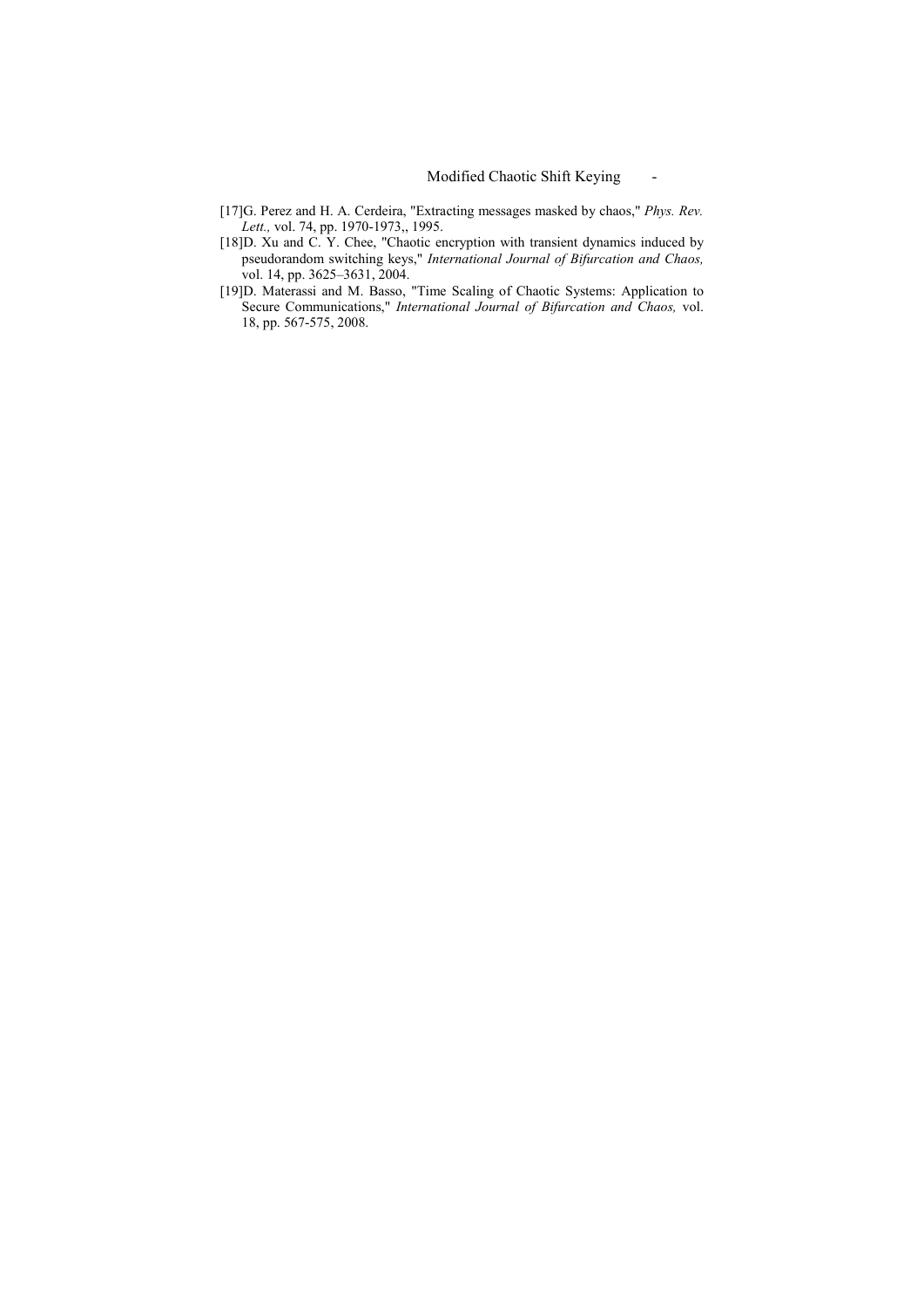[17]G. Perez and H. A. Cerdeira, "Extracting messages masked by chaos," *Phys. Rev. Lett.,* vol. 74, pp. 1970-1973,, 1995.

[18]D. Xu and C. Y. Chee, "Chaotic encryption with transient dynamics induced by pseudorandom switching keys," *International Journal of Bifurcation and Chaos,* vol. 14, pp. 3625–3631, 2004.

[19]D. Materassi and M. Basso, "Time Scaling of Chaotic Systems: Application to Secure Communications," *International Journal of Bifurcation and Chaos,* vol. 18, pp. 567-575, 2008.